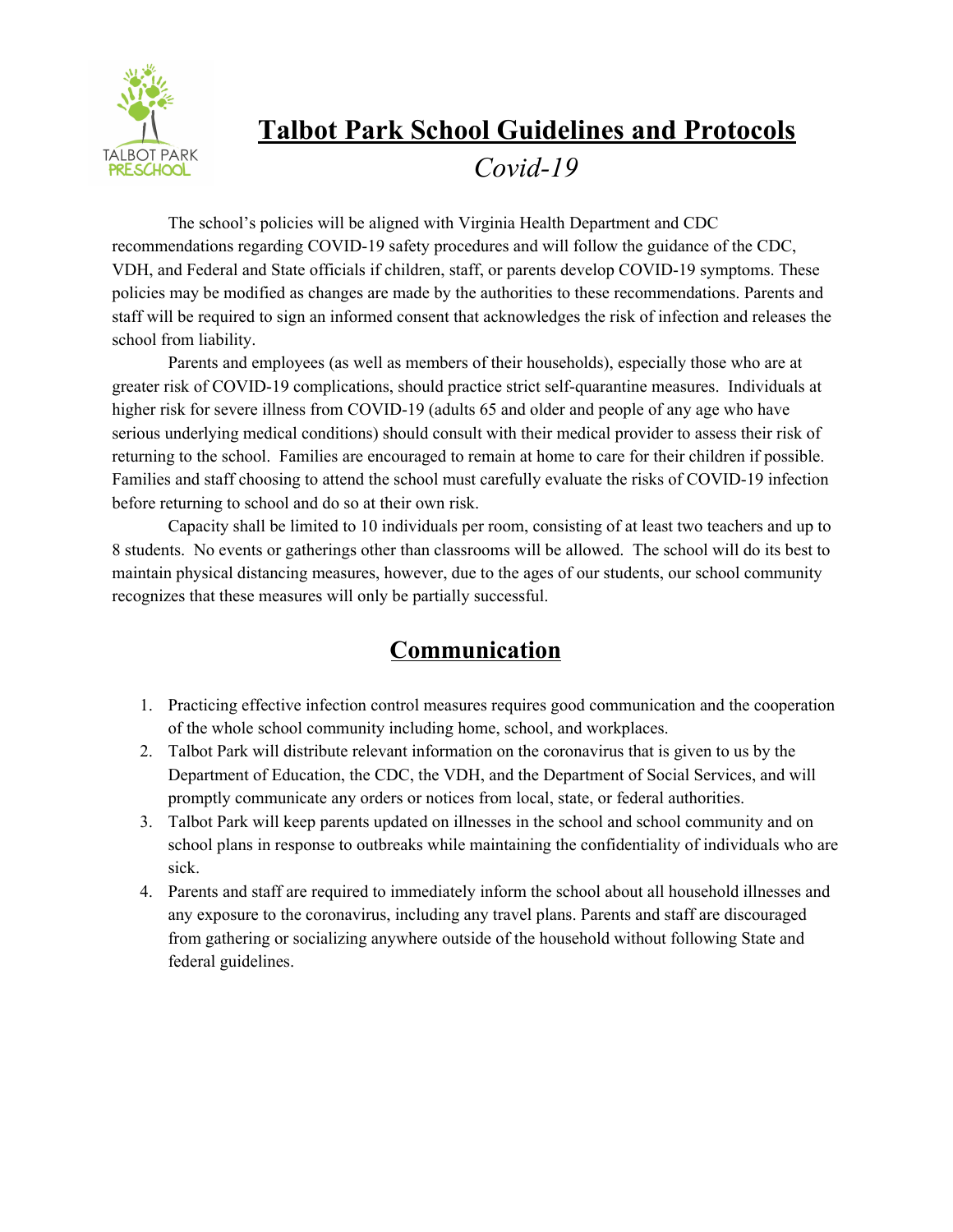# Talbot Park School Guidelines and Protocols

*Covid-19*

The school's policies will be aligned with Virginia Health Department and CDC recommendations regarding COVID-19 safety procedures and will follow the guidance of the CDC, VDH, and Federal and State officials if children, staff, or parents develop COVID-19 symptoms. These policies may be modified as changes are made by the authorities to these recommendations. Parents and staff will be required to sign an informed consent that acknowledges the risk of infection and releases the school from liability.

Parents and employees (as well as members of their households), especially those who are at greater risk of COVID-19 complications, should practice strict self-quarantine measures. Individuals at higher risk for severe illness from COVID-19 (adults 65 and older and people of any age who have serious underlying medical conditions) should consult with their medical provider to assess their risk of returning to the school. Families are encouraged to remain at home to care for their children if possible. Families and staff choosing to attend the school must carefully evaluate the risks of COVID-19 infection before returning to school and do so at their own risk.

Capacity shall be limited to 10 individuals per room, consisting of at least two teachers and up to 8 students. No events or gatherings other than classrooms will be allowed. The school will do its best to maintain physical distancing measures, however, due to the ages of our students, our school community recognizes that these measures will only be partially successful.

## Communication

1. Practicing effective infection control measures requires good communication and the cooperation of the whole school community including home, school, and workplaces.
2. Talbot Park will distribute relevant information on the coronavirus that is given to us by the Department of Education, the CDC, the VDH, and the Department of Social Services, and will promptly communicate any orders or notices from local, state, or federal authorities.
3. Talbot Park will keep parents updated on illnesses in the school and school community and on school plans in response to outbreaks while maintaining the confidentiality of individuals who are sick.
4. Parents and staff are required to immediately inform the school about all household illnesses and any exposure to the coronavirus, including any travel plans. Parents and staff are discouraged from gathering or socializing anywhere outside of the household without following State and federal guidelines.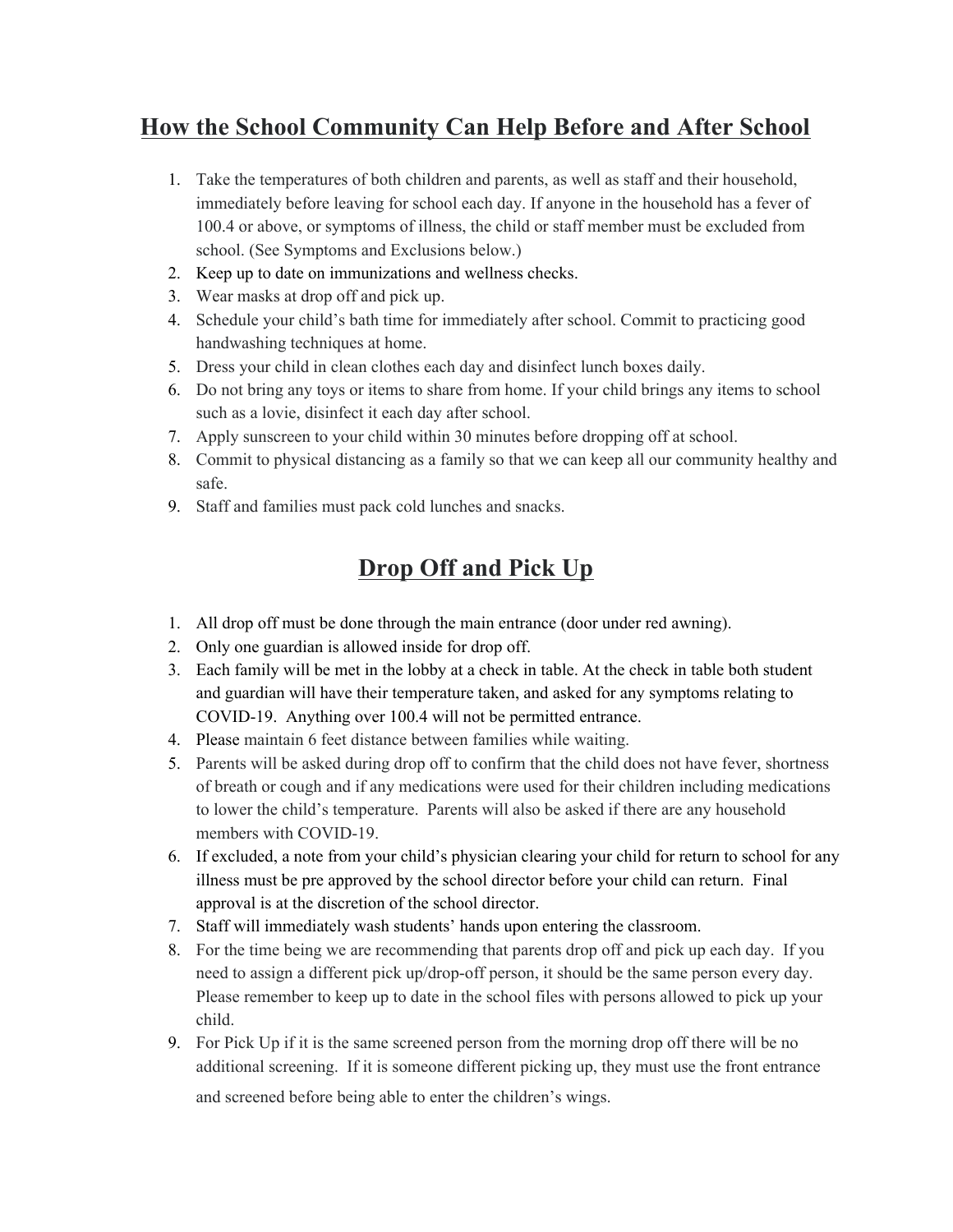## How the School Community Can Help Before and After School

1. Take the temperatures of both children and parents, as well as staff and their household, immediately before leaving for school each day. If anyone in the household has a fever of 100.4 or above, or symptoms of illness, the child or staff member must be excluded from school. (See Symptoms and Exclusions below.)
2. Keep up to date on immunizations and wellness checks.
3. Wear masks at drop off and pick up.
4. Schedule your child's bath time for immediately after school. Commit to practicing good handwashing techniques at home.
5. Dress your child in clean clothes each day and disinfect lunch boxes daily.
6. Do not bring any toys or items to share from home. If your child brings any items to school such as a lovie, disinfect it each day after school.
7. Apply sunscreen to your child within 30 minutes before dropping off at school.
8. Commit to physical distancing as a family so that we can keep all our community healthy and safe.
9. Staff and families must pack cold lunches and snacks.

## Drop Off and Pick Up

1. All drop off must be done through the main entrance (door under red awning).
2. Only one guardian is allowed inside for drop off.
3. Each family will be met in the lobby at a check in table. At the check in table both student and guardian will have their temperature taken, and asked for any symptoms relating to COVID-19. Anything over 100.4 will not be permitted entrance.
4. Please maintain 6 feet distance between families while waiting.
5. Parents will be asked during drop off to confirm that the child does not have fever, shortness of breath or cough and if any medications were used for their children including medications to lower the child's temperature. Parents will also be asked if there are any household members with COVID-19.
6. If excluded, a note from your child's physician clearing your child for return to school for any illness must be pre approved by the school director before your child can return. Final approval is at the discretion of the school director.
7. Staff will immediately wash students' hands upon entering the classroom.
8. For the time being we are recommending that parents drop off and pick up each day. If you need to assign a different pick up/drop-off person, it should be the same person every day. Please remember to keep up to date in the school files with persons allowed to pick up your child.
9. For Pick Up if it is the same screened person from the morning drop off there will be no additional screening. If it is someone different picking up, they must use the front entrance and screened before being able to enter the children's wings.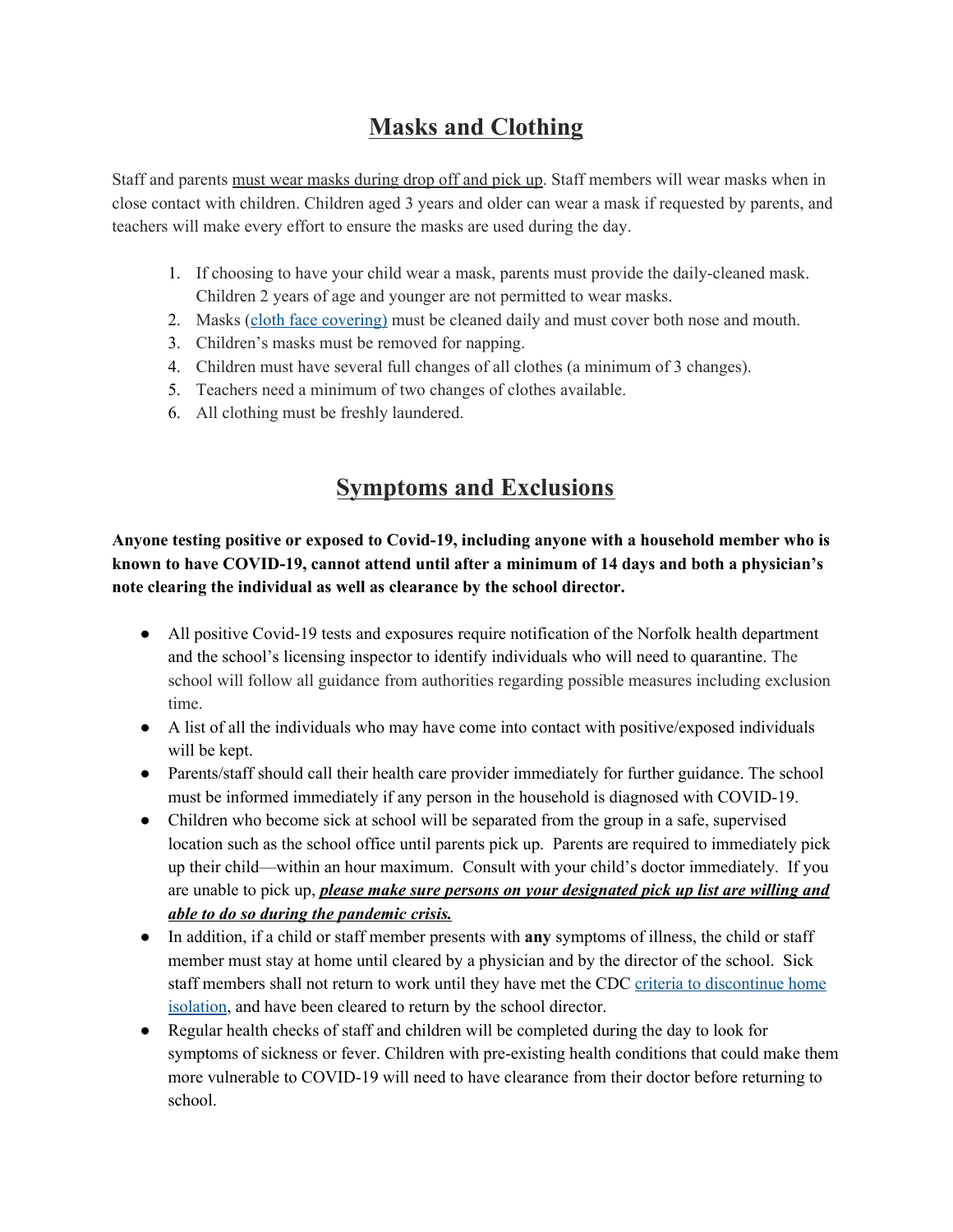# Masks and Clothing

Staff and parents must wear masks during drop off and pick up. Staff members will wear masks when in close contact with children. Children aged 3 years and older can wear a mask if requested by parents, and teachers will make every effort to ensure the masks are used during the day.

1. If choosing to have your child wear a mask, parents must provide the daily-cleaned mask. Children 2 years of age and younger are not permitted to wear masks.
2. Masks (cloth face covering) must be cleaned daily and must cover both nose and mouth.
3. Children's masks must be removed for napping.
4. Children must have several full changes of all clothes (a minimum of 3 changes).
5. Teachers need a minimum of two changes of clothes available.
6. All clothing must be freshly laundered.

# Symptoms and Exclusions

**Anyone testing positive or exposed to Covid-19, including anyone with a household member who is known to have COVID-19, cannot attend until after a minimum of 14 days and both a physician's note clearing the individual as well as clearance by the school director.**

- All positive Covid-19 tests and exposures require notification of the Norfolk health department and the school's licensing inspector to identify individuals who will need to quarantine. The school will follow all guidance from authorities regarding possible measures including exclusion time.
- A list of all the individuals who may have come into contact with positive/exposed individuals will be kept.
- Parents/staff should call their health care provider immediately for further guidance. The school must be informed immediately if any person in the household is diagnosed with COVID-19.
- Children who become sick at school will be separated from the group in a safe, supervised location such as the school office until parents pick up. Parents are required to immediately pick up their child—within an hour maximum. Consult with your child's doctor immediately. If you are unable to pick up, ***please make sure persons on your designated pick up list are willing and able to do so during the pandemic crisis.***
- In addition, if a child or staff member presents with **any** symptoms of illness, the child or staff member must stay at home until cleared by a physician and by the director of the school. Sick staff members shall not return to work until they have met the CDC criteria to discontinue home isolation, and have been cleared to return by the school director.
- Regular health checks of staff and children will be completed during the day to look for symptoms of sickness or fever. Children with pre-existing health conditions that could make them more vulnerable to COVID-19 will need to have clearance from their doctor before returning to school.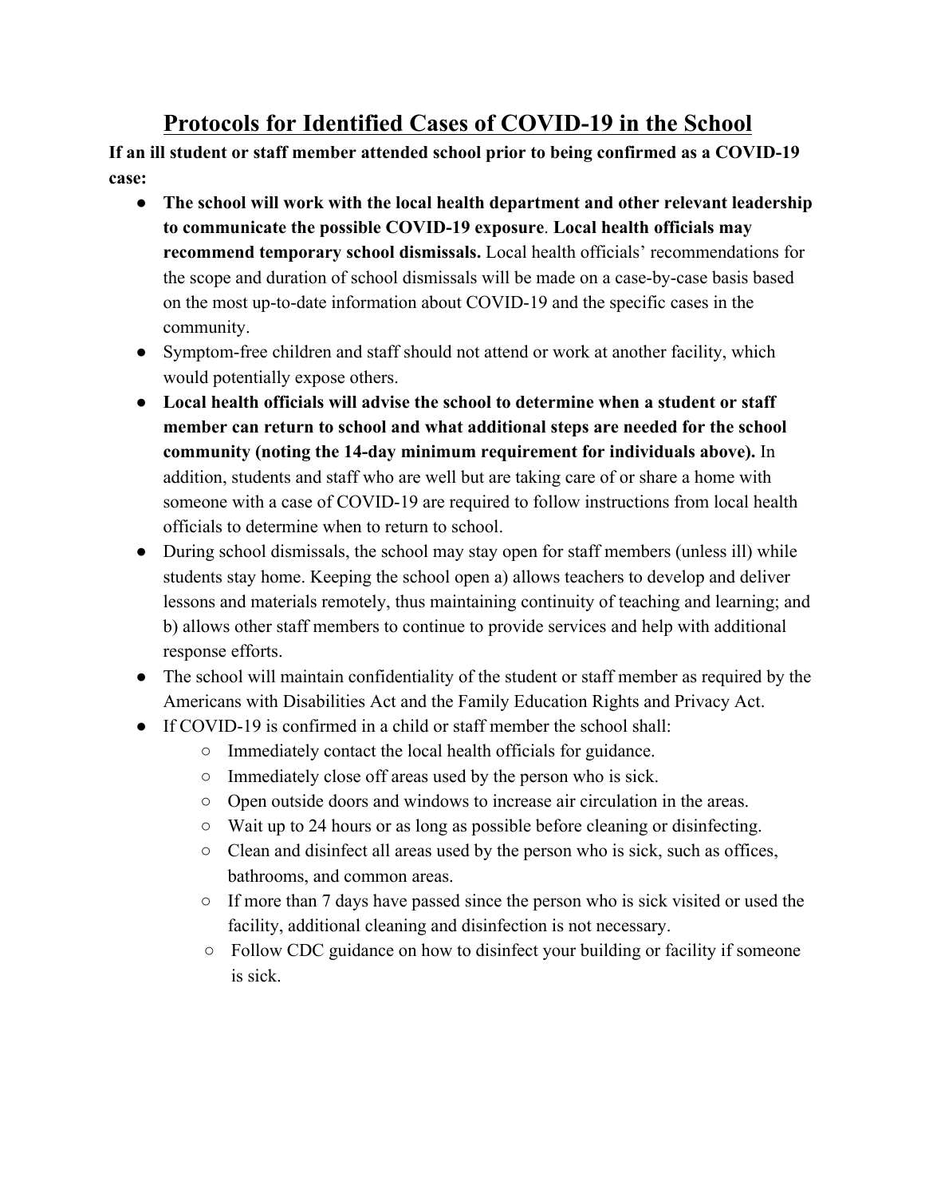# Protocols for Identified Cases of COVID-19 in the School

**If an ill student or staff member attended school prior to being confirmed as a COVID-19 case:**

- **The school will work with the local health department and other relevant leadership to communicate the possible COVID-19 exposure**. **Local health officials may recommend temporary school dismissals.** Local health officials' recommendations for the scope and duration of school dismissals will be made on a case-by-case basis based on the most up-to-date information about COVID-19 and the specific cases in the community.
- Symptom-free children and staff should not attend or work at another facility, which would potentially expose others.
- **Local health officials will advise the school to determine when a student or staff member can return to school and what additional steps are needed for the school community (noting the 14-day minimum requirement for individuals above).** In addition, students and staff who are well but are taking care of or share a home with someone with a case of COVID-19 are required to follow instructions from local health officials to determine when to return to school.
- During school dismissals, the school may stay open for staff members (unless ill) while students stay home. Keeping the school open a) allows teachers to develop and deliver lessons and materials remotely, thus maintaining continuity of teaching and learning; and b) allows other staff members to continue to provide services and help with additional response efforts.
- The school will maintain confidentiality of the student or staff member as required by the Americans with Disabilities Act and the Family Education Rights and Privacy Act.
- If COVID-19 is confirmed in a child or staff member the school shall:
  - Immediately contact the local health officials for guidance.
  - Immediately close off areas used by the person who is sick.
  - Open outside doors and windows to increase air circulation in the areas.
  - Wait up to 24 hours or as long as possible before cleaning or disinfecting.
  - Clean and disinfect all areas used by the person who is sick, such as offices, bathrooms, and common areas.
  - If more than 7 days have passed since the person who is sick visited or used the facility, additional cleaning and disinfection is not necessary.
  - Follow CDC guidance on how to disinfect your building or facility if someone is sick.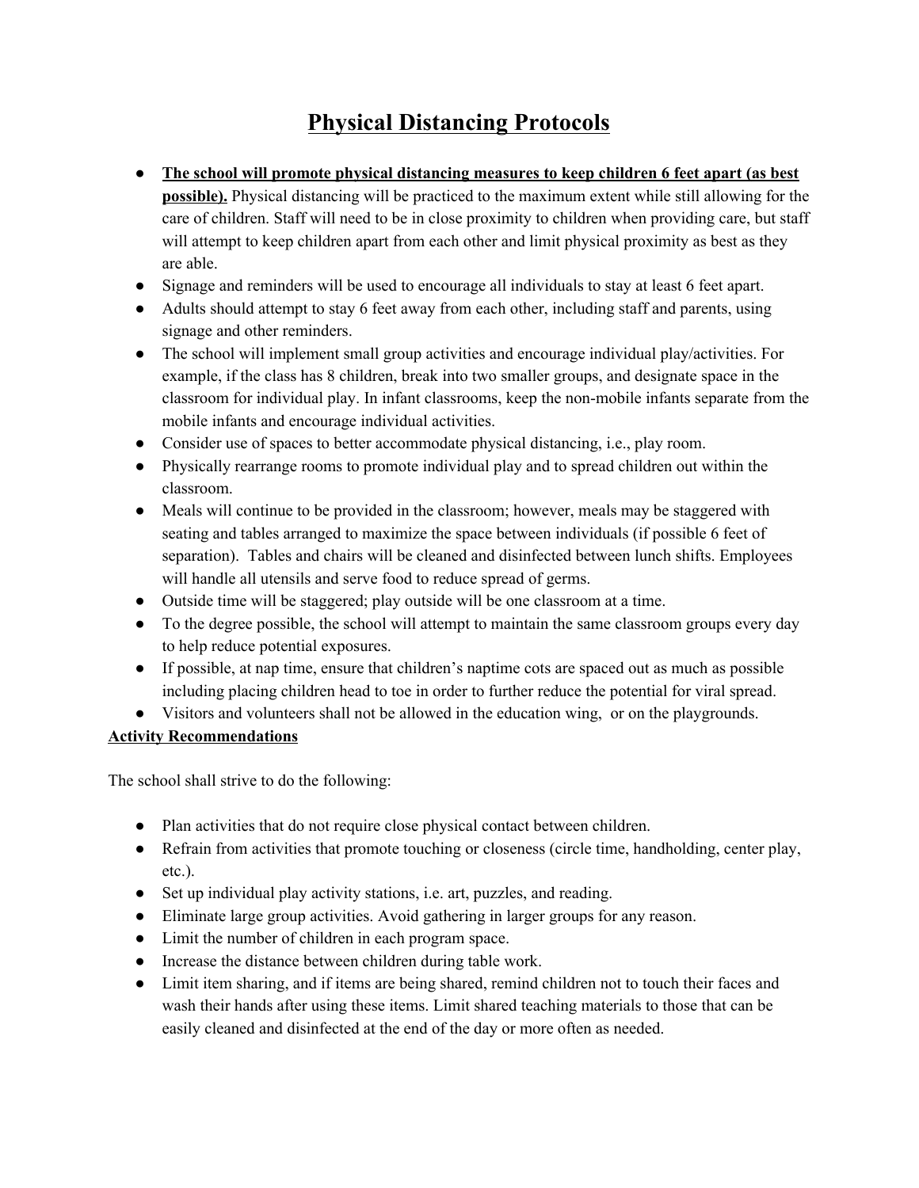# Physical Distancing Protocols

- **The school will promote physical distancing measures to keep children 6 feet apart (as best possible).** Physical distancing will be practiced to the maximum extent while still allowing for the care of children. Staff will need to be in close proximity to children when providing care, but staff will attempt to keep children apart from each other and limit physical proximity as best as they are able.
- Signage and reminders will be used to encourage all individuals to stay at least 6 feet apart.
- Adults should attempt to stay 6 feet away from each other, including staff and parents, using signage and other reminders.
- The school will implement small group activities and encourage individual play/activities. For example, if the class has 8 children, break into two smaller groups, and designate space in the classroom for individual play. In infant classrooms, keep the non-mobile infants separate from the mobile infants and encourage individual activities.
- Consider use of spaces to better accommodate physical distancing, i.e., play room.
- Physically rearrange rooms to promote individual play and to spread children out within the classroom.
- Meals will continue to be provided in the classroom; however, meals may be staggered with seating and tables arranged to maximize the space between individuals (if possible 6 feet of separation). Tables and chairs will be cleaned and disinfected between lunch shifts. Employees will handle all utensils and serve food to reduce spread of germs.
- Outside time will be staggered; play outside will be one classroom at a time.
- To the degree possible, the school will attempt to maintain the same classroom groups every day to help reduce potential exposures.
- If possible, at nap time, ensure that children's naptime cots are spaced out as much as possible including placing children head to toe in order to further reduce the potential for viral spread.
- Visitors and volunteers shall not be allowed in the education wing, or on the playgrounds.

**Activity Recommendations**

The school shall strive to do the following:

- Plan activities that do not require close physical contact between children.
- Refrain from activities that promote touching or closeness (circle time, handholding, center play, etc.).
- Set up individual play activity stations, i.e. art, puzzles, and reading.
- Eliminate large group activities. Avoid gathering in larger groups for any reason.
- Limit the number of children in each program space.
- Increase the distance between children during table work.
- Limit item sharing, and if items are being shared, remind children not to touch their faces and wash their hands after using these items. Limit shared teaching materials to those that can be easily cleaned and disinfected at the end of the day or more often as needed.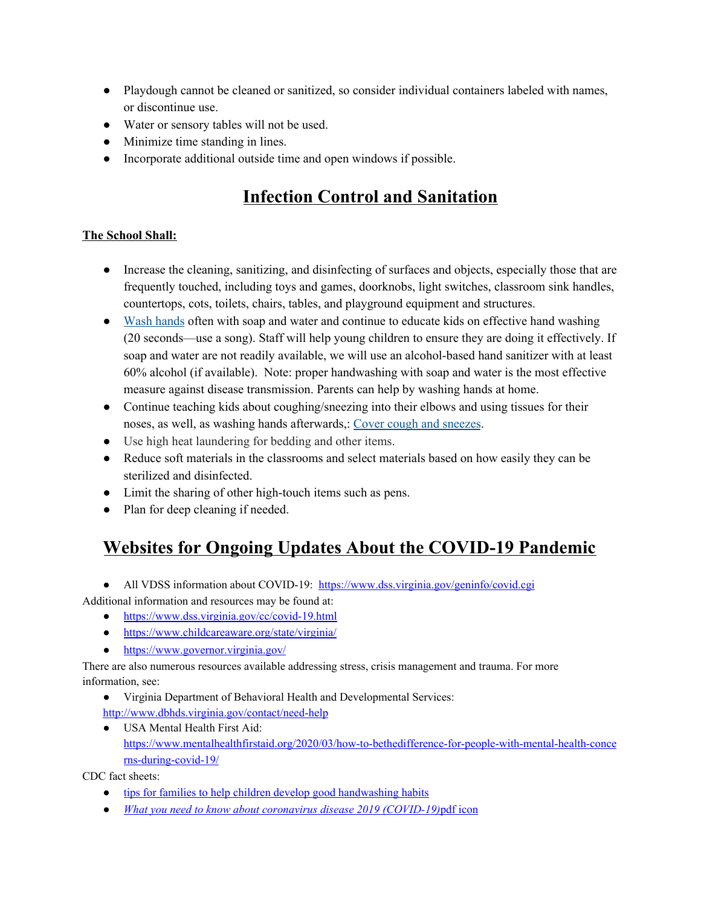- Playdough cannot be cleaned or sanitized, so consider individual containers labeled with names, or discontinue use.
- Water or sensory tables will not be used.
- Minimize time standing in lines.
- Incorporate additional outside time and open windows if possible.

# Infection Control and Sanitation

**The School Shall:**

- Increase the cleaning, sanitizing, and disinfecting of surfaces and objects, especially those that are frequently touched, including toys and games, doorknobs, light switches, classroom sink handles, countertops, cots, toilets, chairs, tables, and playground equipment and structures.
- [Wash hands](#) often with soap and water and continue to educate kids on effective hand washing (20 seconds—use a song). Staff will help young children to ensure they are doing it effectively. If soap and water are not readily available, we will use an alcohol-based hand sanitizer with at least 60% alcohol (if available). Note: proper handwashing with soap and water is the most effective measure against disease transmission. Parents can help by washing hands at home.
- Continue teaching kids about coughing/sneezing into their elbows and using tissues for their noses, as well, as washing hands afterwards,: [Cover cough and sneezes](#).
- Use high heat laundering for bedding and other items.
- Reduce soft materials in the classrooms and select materials based on how easily they can be sterilized and disinfected.
- Limit the sharing of other high-touch items such as pens.
- Plan for deep cleaning if needed.

# Websites for Ongoing Updates About the COVID-19 Pandemic

- All VDSS information about COVID-19: https://www.dss.virginia.gov/geninfo/covid.cgi

Additional information and resources may be found at:

- https://www.dss.virginia.gov/cc/covid-19.html
- https://www.childcareaware.org/state/virginia/
- https://www.governor.virginia.gov/

There are also numerous resources available addressing stress, crisis management and trauma. For more information, see:

- Virginia Department of Behavioral Health and Developmental Services: http://www.dbhds.virginia.gov/contact/need-help
- USA Mental Health First Aid: https://www.mentalhealthfirstaid.org/2020/03/how-to-bethedifference-for-people-with-mental-health-concerns-during-covid-19/

CDC fact sheets:

- [tips for families to help children develop good handwashing habits](#)
- [*What you need to know about coronavirus disease 2019 (COVID-19)*pdf icon](#)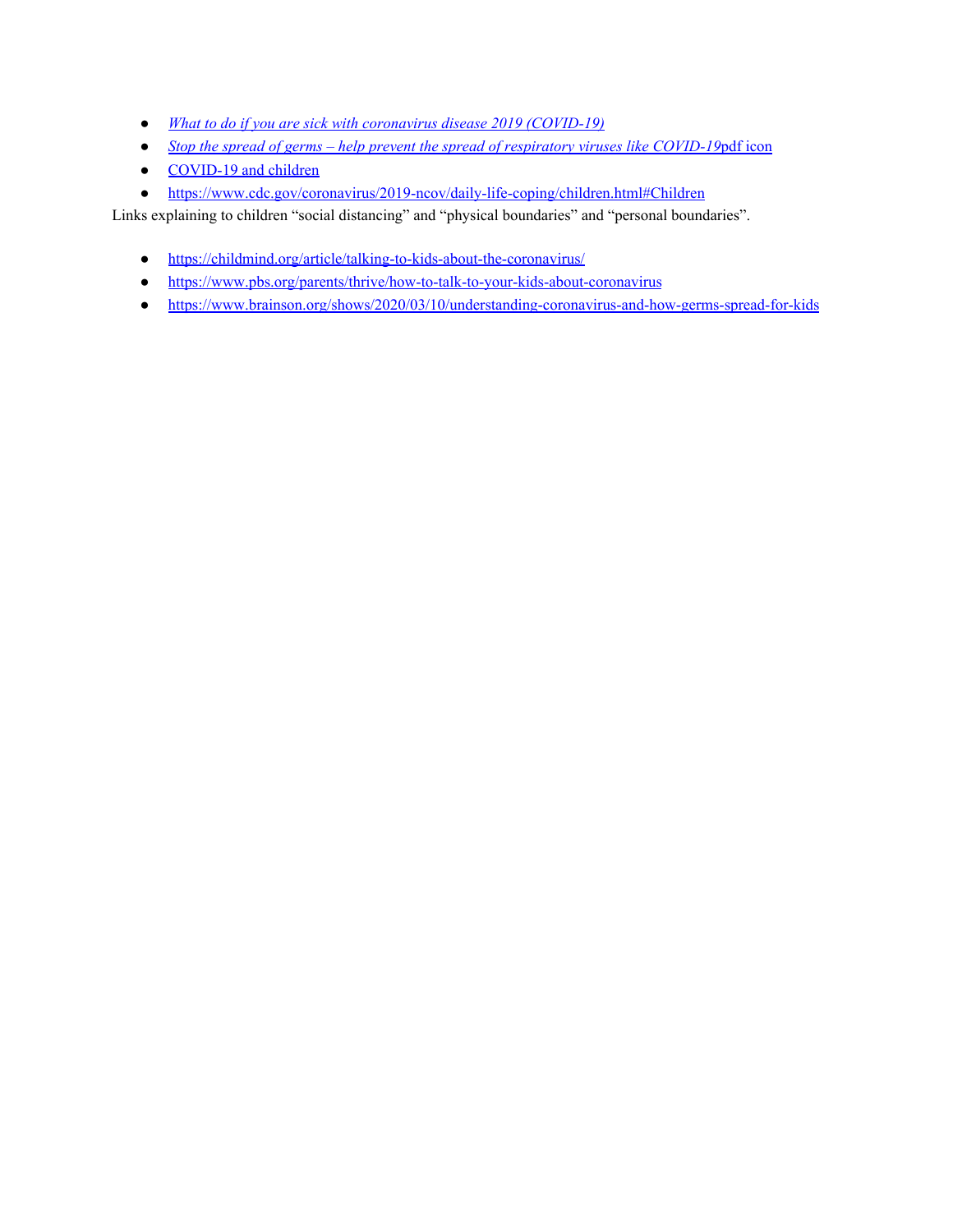- *What to do if you are sick with coronavirus disease 2019 (COVID-19)*
- *Stop the spread of germs – help prevent the spread of respiratory viruses like COVID-19*pdf icon
- COVID-19 and children
- https://www.cdc.gov/coronavirus/2019-ncov/daily-life-coping/children.html#Children

Links explaining to children “social distancing” and “physical boundaries” and “personal boundaries”.

- https://childmind.org/article/talking-to-kids-about-the-coronavirus/
- https://www.pbs.org/parents/thrive/how-to-talk-to-your-kids-about-coronavirus
- https://www.brainson.org/shows/2020/03/10/understanding-coronavirus-and-how-germs-spread-for-kids